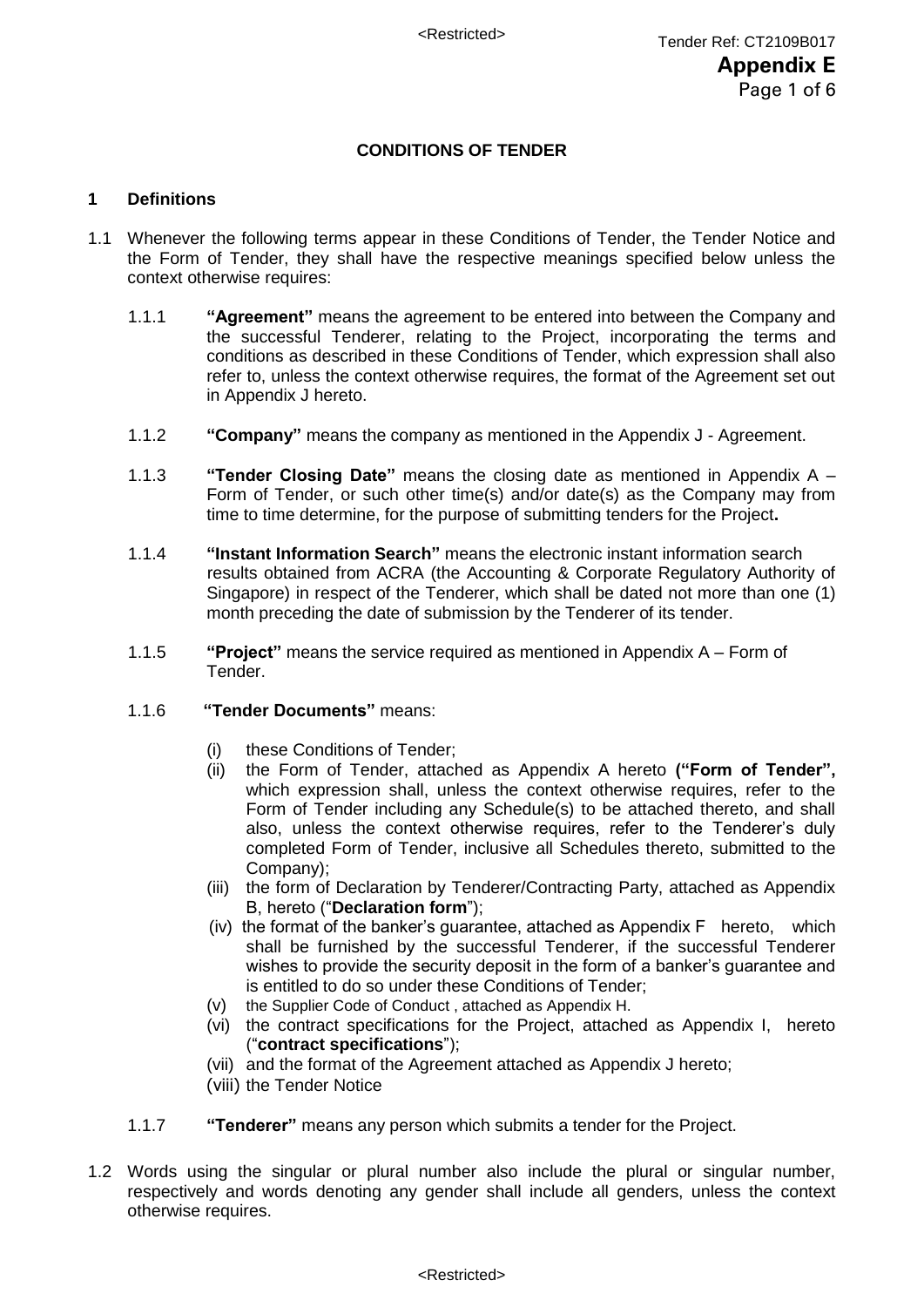# CONDITIONS OF TENDER

## 1 Definitions

1.1 Whenever the following terms appear in these Conditions of Tender, the Tender Notice and the Form of Tender, they shall have the respective meanings specified below unless the context otherwise requires:

1.1.1 **"Agreement"** means the agreement to be entered into between the Company and the successful Tenderer, relating to the Project, incorporating the terms and conditions as described in these Conditions of Tender, which expression shall also refer to, unless the context otherwise requires, the format of the Agreement set out in Appendix J hereto.

1.1.2 **"Company"** means the company as mentioned in the Appendix J - Agreement.

1.1.3 **"Tender Closing Date"** means the closing date as mentioned in Appendix A – Form of Tender, or such other time(s) and/or date(s) as the Company may from time to time determine, for the purpose of submitting tenders for the Project**.**

1.1.4 **"Instant Information Search"** means the electronic instant information search results obtained from ACRA (the Accounting & Corporate Regulatory Authority of Singapore) in respect of the Tenderer, which shall be dated not more than one (1) month preceding the date of submission by the Tenderer of its tender.

1.1.5 **"Project"** means the service required as mentioned in Appendix A – Form of Tender.

1.1.6 **"Tender Documents"** means:

(i) these Conditions of Tender;

(ii) the Form of Tender, attached as Appendix A hereto **("Form of Tender",** which expression shall, unless the context otherwise requires, refer to the Form of Tender including any Schedule(s) to be attached thereto, and shall also, unless the context otherwise requires, refer to the Tenderer's duly completed Form of Tender, inclusive all Schedules thereto, submitted to the Company);

(iii) the form of Declaration by Tenderer/Contracting Party, attached as Appendix B, hereto ("**Declaration form**");

(iv) the format of the banker's guarantee, attached as Appendix F hereto, which shall be furnished by the successful Tenderer, if the successful Tenderer wishes to provide the security deposit in the form of a banker's guarantee and is entitled to do so under these Conditions of Tender;

(v) the Supplier Code of Conduct , attached as Appendix H.

(vi) the contract specifications for the Project, attached as Appendix I, hereto ("**contract specifications**");

(vii) and the format of the Agreement attached as Appendix J hereto;

(viii) the Tender Notice

1.1.7 **"Tenderer"** means any person which submits a tender for the Project.

1.2 Words using the singular or plural number also include the plural or singular number, respectively and words denoting any gender shall include all genders, unless the context otherwise requires.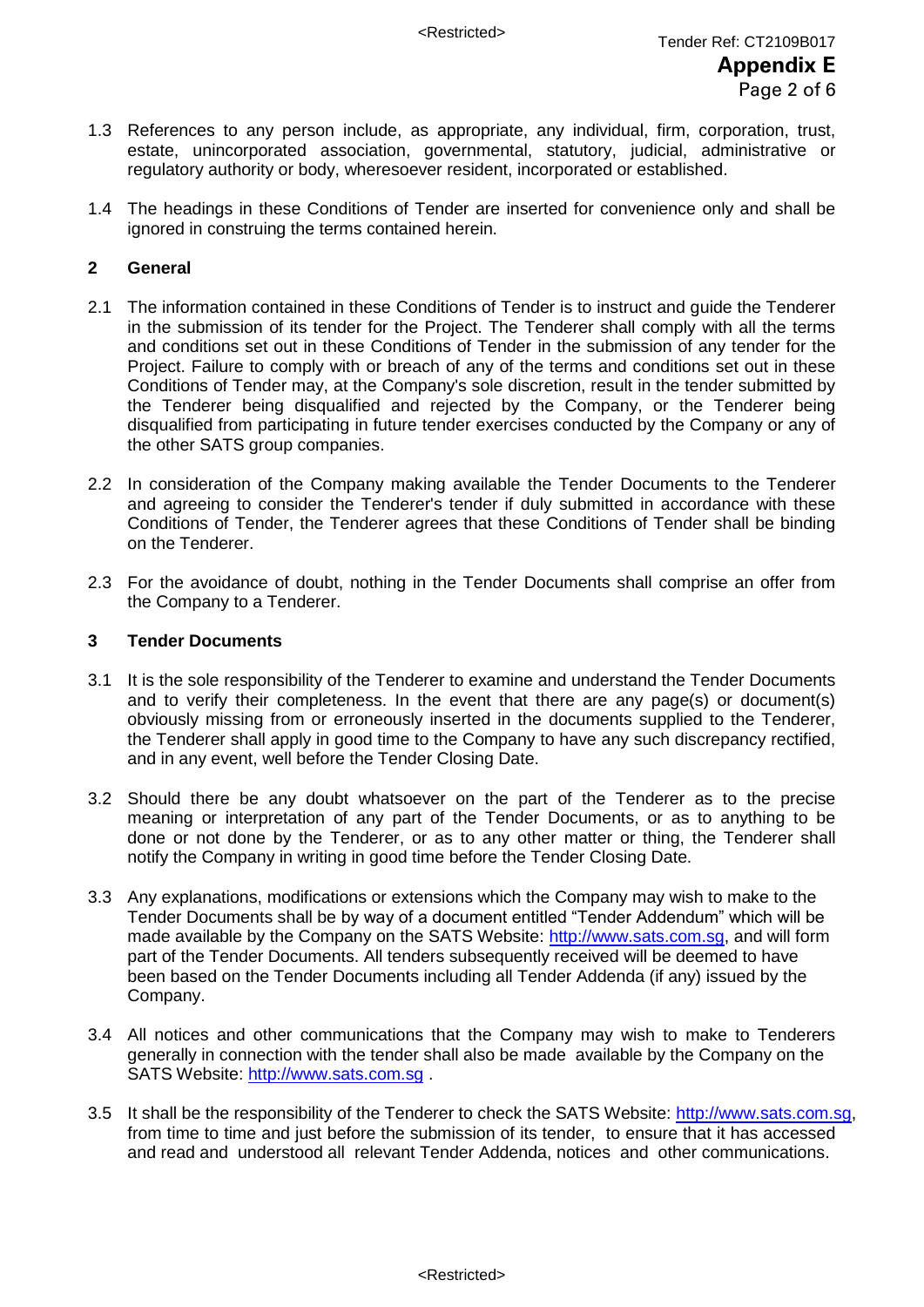1.3 References to any person include, as appropriate, any individual, firm, corporation, trust, estate, unincorporated association, governmental, statutory, judicial, administrative or regulatory authority or body, wheresoever resident, incorporated or established.

1.4 The headings in these Conditions of Tender are inserted for convenience only and shall be ignored in construing the terms contained herein.

## 2 General

2.1 The information contained in these Conditions of Tender is to instruct and guide the Tenderer in the submission of its tender for the Project. The Tenderer shall comply with all the terms and conditions set out in these Conditions of Tender in the submission of any tender for the Project. Failure to comply with or breach of any of the terms and conditions set out in these Conditions of Tender may, at the Company's sole discretion, result in the tender submitted by the Tenderer being disqualified and rejected by the Company, or the Tenderer being disqualified from participating in future tender exercises conducted by the Company or any of the other SATS group companies.

2.2 In consideration of the Company making available the Tender Documents to the Tenderer and agreeing to consider the Tenderer's tender if duly submitted in accordance with these Conditions of Tender, the Tenderer agrees that these Conditions of Tender shall be binding on the Tenderer.

2.3 For the avoidance of doubt, nothing in the Tender Documents shall comprise an offer from the Company to a Tenderer.

## 3 Tender Documents

3.1 It is the sole responsibility of the Tenderer to examine and understand the Tender Documents and to verify their completeness. In the event that there are any page(s) or document(s) obviously missing from or erroneously inserted in the documents supplied to the Tenderer, the Tenderer shall apply in good time to the Company to have any such discrepancy rectified, and in any event, well before the Tender Closing Date.

3.2 Should there be any doubt whatsoever on the part of the Tenderer as to the precise meaning or interpretation of any part of the Tender Documents, or as to anything to be done or not done by the Tenderer, or as to any other matter or thing, the Tenderer shall notify the Company in writing in good time before the Tender Closing Date.

3.3 Any explanations, modifications or extensions which the Company may wish to make to the Tender Documents shall be by way of a document entitled "Tender Addendum" which will be made available by the Company on the SATS Website: http://www.sats.com.sg, and will form part of the Tender Documents. All tenders subsequently received will be deemed to have been based on the Tender Documents including all Tender Addenda (if any) issued by the Company.

3.4 All notices and other communications that the Company may wish to make to Tenderers generally in connection with the tender shall also be made available by the Company on the SATS Website: http://www.sats.com.sg .

3.5 It shall be the responsibility of the Tenderer to check the SATS Website: http://www.sats.com.sg, from time to time and just before the submission of its tender, to ensure that it has accessed and read and understood all relevant Tender Addenda, notices and other communications.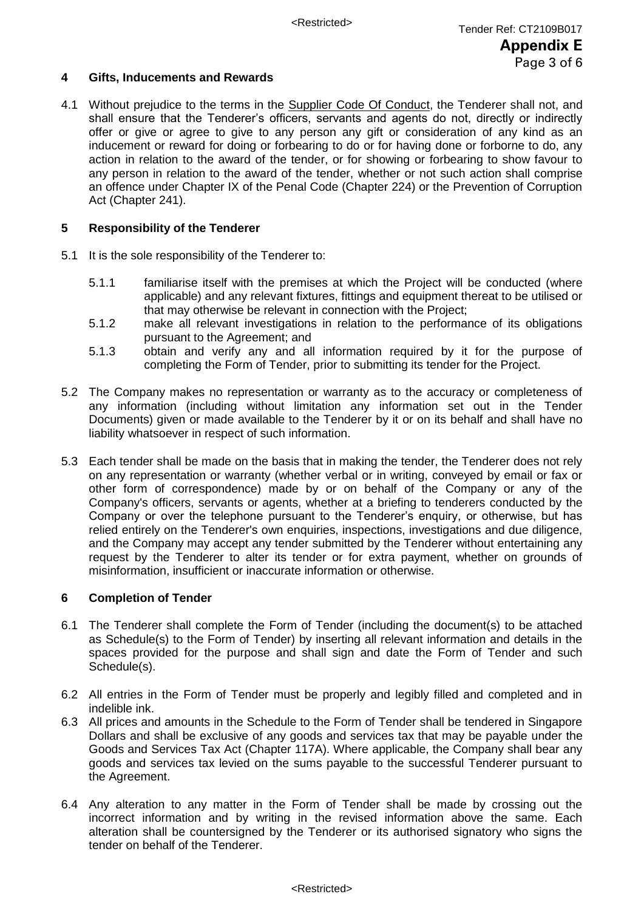## 4 Gifts, Inducements and Rewards

4.1 Without prejudice to the terms in the Supplier Code Of Conduct, the Tenderer shall not, and shall ensure that the Tenderer's officers, servants and agents do not, directly or indirectly offer or give or agree to give to any person any gift or consideration of any kind as an inducement or reward for doing or forbearing to do or for having done or forborne to do, any action in relation to the award of the tender, or for showing or forbearing to show favour to any person in relation to the award of the tender, whether or not such action shall comprise an offence under Chapter IX of the Penal Code (Chapter 224) or the Prevention of Corruption Act (Chapter 241).

## 5 Responsibility of the Tenderer

5.1 It is the sole responsibility of the Tenderer to:

5.1.1 familiarise itself with the premises at which the Project will be conducted (where applicable) and any relevant fixtures, fittings and equipment thereat to be utilised or that may otherwise be relevant in connection with the Project;

5.1.2 make all relevant investigations in relation to the performance of its obligations pursuant to the Agreement; and

5.1.3 obtain and verify any and all information required by it for the purpose of completing the Form of Tender, prior to submitting its tender for the Project.

5.2 The Company makes no representation or warranty as to the accuracy or completeness of any information (including without limitation any information set out in the Tender Documents) given or made available to the Tenderer by it or on its behalf and shall have no liability whatsoever in respect of such information.

5.3 Each tender shall be made on the basis that in making the tender, the Tenderer does not rely on any representation or warranty (whether verbal or in writing, conveyed by email or fax or other form of correspondence) made by or on behalf of the Company or any of the Company's officers, servants or agents, whether at a briefing to tenderers conducted by the Company or over the telephone pursuant to the Tenderer's enquiry, or otherwise, but has relied entirely on the Tenderer's own enquiries, inspections, investigations and due diligence, and the Company may accept any tender submitted by the Tenderer without entertaining any request by the Tenderer to alter its tender or for extra payment, whether on grounds of misinformation, insufficient or inaccurate information or otherwise.

## 6 Completion of Tender

6.1 The Tenderer shall complete the Form of Tender (including the document(s) to be attached as Schedule(s) to the Form of Tender) by inserting all relevant information and details in the spaces provided for the purpose and shall sign and date the Form of Tender and such Schedule(s).

6.2 All entries in the Form of Tender must be properly and legibly filled and completed and in indelible ink.

6.3 All prices and amounts in the Schedule to the Form of Tender shall be tendered in Singapore Dollars and shall be exclusive of any goods and services tax that may be payable under the Goods and Services Tax Act (Chapter 117A). Where applicable, the Company shall bear any goods and services tax levied on the sums payable to the successful Tenderer pursuant to the Agreement.

6.4 Any alteration to any matter in the Form of Tender shall be made by crossing out the incorrect information and by writing in the revised information above the same. Each alteration shall be countersigned by the Tenderer or its authorised signatory who signs the tender on behalf of the Tenderer.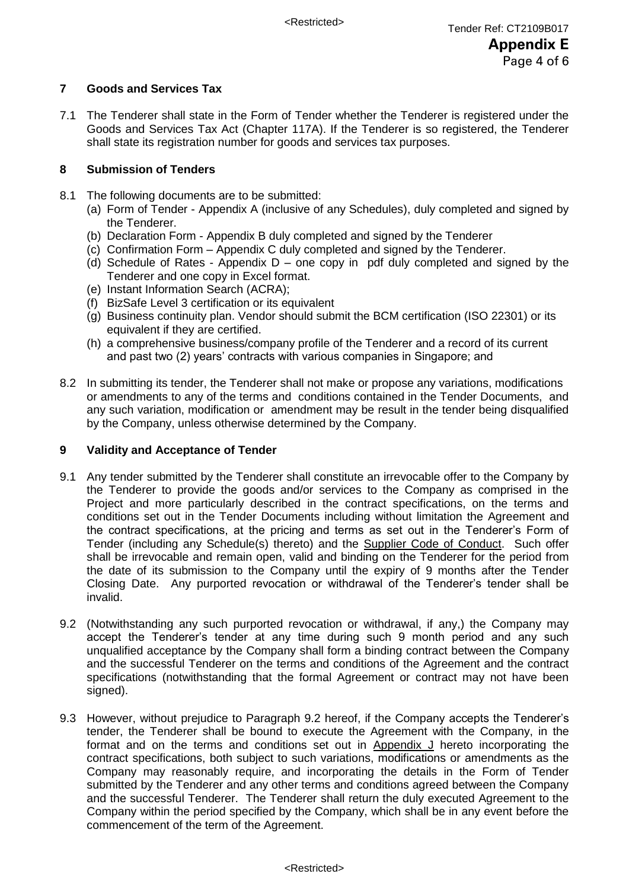## 7 Goods and Services Tax

7.1 The Tenderer shall state in the Form of Tender whether the Tenderer is registered under the Goods and Services Tax Act (Chapter 117A). If the Tenderer is so registered, the Tenderer shall state its registration number for goods and services tax purposes.

## 8 Submission of Tenders

8.1 The following documents are to be submitted:

(a) Form of Tender - Appendix A (inclusive of any Schedules), duly completed and signed by the Tenderer.

(b) Declaration Form - Appendix B duly completed and signed by the Tenderer

(c) Confirmation Form – Appendix C duly completed and signed by the Tenderer.

(d) Schedule of Rates - Appendix D – one copy in pdf duly completed and signed by the Tenderer and one copy in Excel format.

(e) Instant Information Search (ACRA);

(f) BizSafe Level 3 certification or its equivalent

(g) Business continuity plan. Vendor should submit the BCM certification (ISO 22301) or its equivalent if they are certified.

(h) a comprehensive business/company profile of the Tenderer and a record of its current and past two (2) years' contracts with various companies in Singapore; and

8.2 In submitting its tender, the Tenderer shall not make or propose any variations, modifications or amendments to any of the terms and conditions contained in the Tender Documents, and any such variation, modification or amendment may be result in the tender being disqualified by the Company, unless otherwise determined by the Company.

## 9 Validity and Acceptance of Tender

9.1 Any tender submitted by the Tenderer shall constitute an irrevocable offer to the Company by the Tenderer to provide the goods and/or services to the Company as comprised in the Project and more particularly described in the contract specifications, on the terms and conditions set out in the Tender Documents including without limitation the Agreement and the contract specifications, at the pricing and terms as set out in the Tenderer's Form of Tender (including any Schedule(s) thereto) and the Supplier Code of Conduct. Such offer shall be irrevocable and remain open, valid and binding on the Tenderer for the period from the date of its submission to the Company until the expiry of 9 months after the Tender Closing Date. Any purported revocation or withdrawal of the Tenderer's tender shall be invalid.

9.2 (Notwithstanding any such purported revocation or withdrawal, if any,) the Company may accept the Tenderer's tender at any time during such 9 month period and any such unqualified acceptance by the Company shall form a binding contract between the Company and the successful Tenderer on the terms and conditions of the Agreement and the contract specifications (notwithstanding that the formal Agreement or contract may not have been signed).

9.3 However, without prejudice to Paragraph 9.2 hereof, if the Company accepts the Tenderer's tender, the Tenderer shall be bound to execute the Agreement with the Company, in the format and on the terms and conditions set out in Appendix J hereto incorporating the contract specifications, both subject to such variations, modifications or amendments as the Company may reasonably require, and incorporating the details in the Form of Tender submitted by the Tenderer and any other terms and conditions agreed between the Company and the successful Tenderer. The Tenderer shall return the duly executed Agreement to the Company within the period specified by the Company, which shall be in any event before the commencement of the term of the Agreement.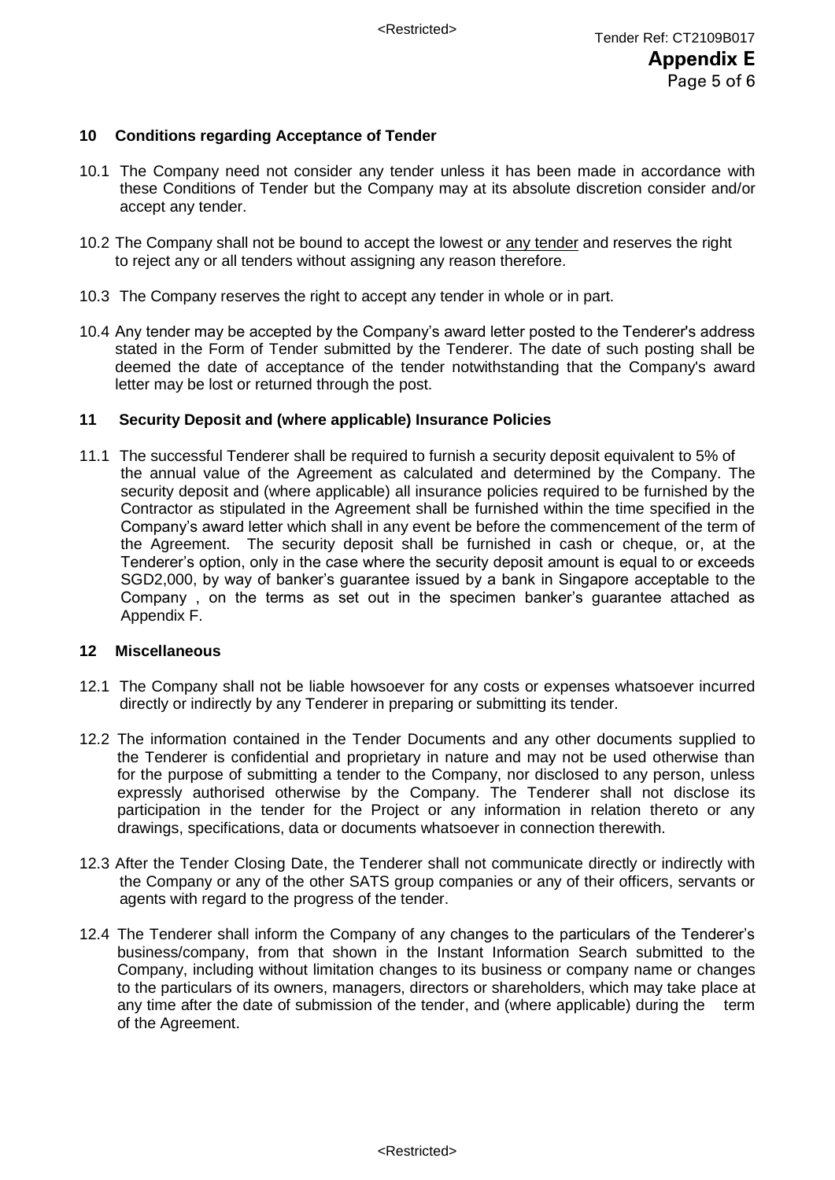## 10 Conditions regarding Acceptance of Tender

10.1 The Company need not consider any tender unless it has been made in accordance with these Conditions of Tender but the Company may at its absolute discretion consider and/or accept any tender.

10.2 The Company shall not be bound to accept the lowest or <u>any tender</u> and reserves the right to reject any or all tenders without assigning any reason therefore.

10.3 The Company reserves the right to accept any tender in whole or in part.

10.4 Any tender may be accepted by the Company's award letter posted to the Tenderer's address stated in the Form of Tender submitted by the Tenderer. The date of such posting shall be deemed the date of acceptance of the tender notwithstanding that the Company's award letter may be lost or returned through the post.

## 11 Security Deposit and (where applicable) Insurance Policies

11.1 The successful Tenderer shall be required to furnish a security deposit equivalent to 5% of the annual value of the Agreement as calculated and determined by the Company. The security deposit and (where applicable) all insurance policies required to be furnished by the Contractor as stipulated in the Agreement shall be furnished within the time specified in the Company's award letter which shall in any event be before the commencement of the term of the Agreement. The security deposit shall be furnished in cash or cheque, or, at the Tenderer's option, only in the case where the security deposit amount is equal to or exceeds SGD2,000, by way of banker's guarantee issued by a bank in Singapore acceptable to the Company , on the terms as set out in the specimen banker's guarantee attached as Appendix F.

## 12 Miscellaneous

12.1 The Company shall not be liable howsoever for any costs or expenses whatsoever incurred directly or indirectly by any Tenderer in preparing or submitting its tender.

12.2 The information contained in the Tender Documents and any other documents supplied to the Tenderer is confidential and proprietary in nature and may not be used otherwise than for the purpose of submitting a tender to the Company, nor disclosed to any person, unless expressly authorised otherwise by the Company. The Tenderer shall not disclose its participation in the tender for the Project or any information in relation thereto or any drawings, specifications, data or documents whatsoever in connection therewith.

12.3 After the Tender Closing Date, the Tenderer shall not communicate directly or indirectly with the Company or any of the other SATS group companies or any of their officers, servants or agents with regard to the progress of the tender.

12.4 The Tenderer shall inform the Company of any changes to the particulars of the Tenderer's business/company, from that shown in the Instant Information Search submitted to the Company, including without limitation changes to its business or company name or changes to the particulars of its owners, managers, directors or shareholders, which may take place at any time after the date of submission of the tender, and (where applicable) during the term of the Agreement.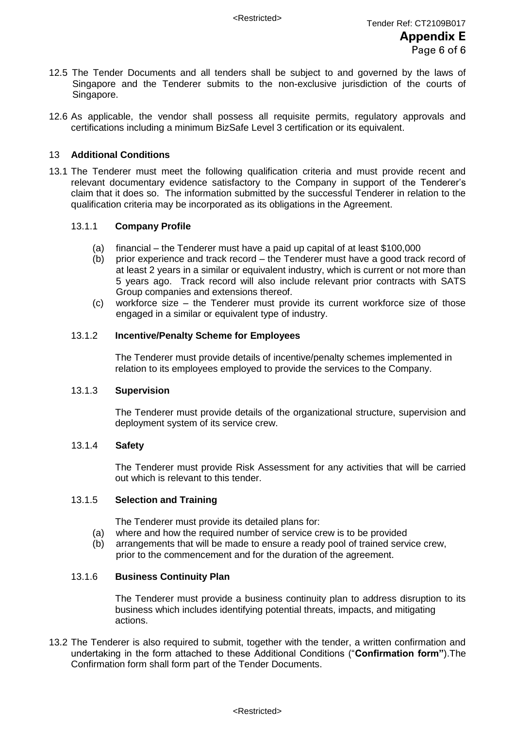12.5 The Tender Documents and all tenders shall be subject to and governed by the laws of Singapore and the Tenderer submits to the non-exclusive jurisdiction of the courts of Singapore.

12.6 As applicable, the vendor shall possess all requisite permits, regulatory approvals and certifications including a minimum BizSafe Level 3 certification or its equivalent.

## 13 Additional Conditions

13.1 The Tenderer must meet the following qualification criteria and must provide recent and relevant documentary evidence satisfactory to the Company in support of the Tenderer's claim that it does so. The information submitted by the successful Tenderer in relation to the qualification criteria may be incorporated as its obligations in the Agreement.

### 13.1.1 Company Profile

(a) financial – the Tenderer must have a paid up capital of at least $100,000

(b) prior experience and track record – the Tenderer must have a good track record of at least 2 years in a similar or equivalent industry, which is current or not more than 5 years ago. Track record will also include relevant prior contracts with SATS Group companies and extensions thereof.

(c) workforce size – the Tenderer must provide its current workforce size of those engaged in a similar or equivalent type of industry.

### 13.1.2 Incentive/Penalty Scheme for Employees

The Tenderer must provide details of incentive/penalty schemes implemented in relation to its employees employed to provide the services to the Company.

### 13.1.3 Supervision

The Tenderer must provide details of the organizational structure, supervision and deployment system of its service crew.

### 13.1.4 Safety

The Tenderer must provide Risk Assessment for any activities that will be carried out which is relevant to this tender.

### 13.1.5 Selection and Training

The Tenderer must provide its detailed plans for:

(a) where and how the required number of service crew is to be provided

(b) arrangements that will be made to ensure a ready pool of trained service crew, prior to the commencement and for the duration of the agreement.

### 13.1.6 Business Continuity Plan

The Tenderer must provide a business continuity plan to address disruption to its business which includes identifying potential threats, impacts, and mitigating actions.

13.2 The Tenderer is also required to submit, together with the tender, a written confirmation and undertaking in the form attached to these Additional Conditions ("**Confirmation form**").The Confirmation form shall form part of the Tender Documents.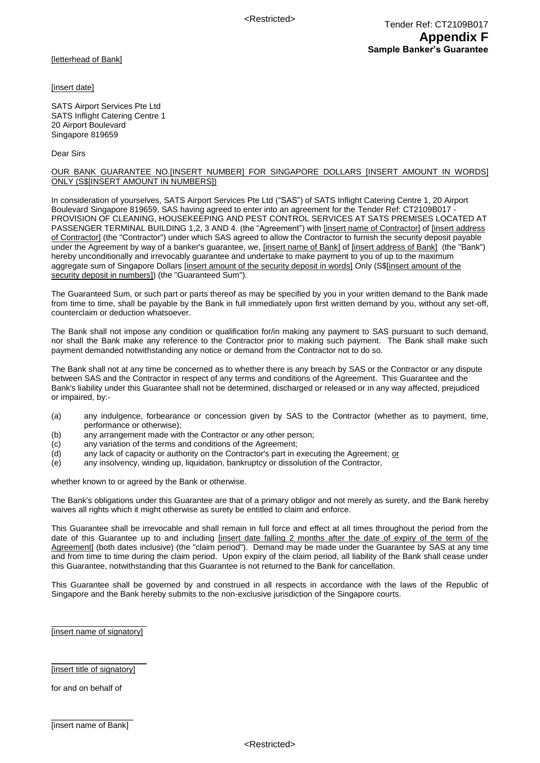Tender Ref: CT2109B017

**Appendix F**

**Sample Banker's Guarantee**

[letterhead of Bank]

[insert date]

SATS Airport Services Pte Ltd
SATS Inflight Catering Centre 1
20 Airport Boulevard
Singapore 819659

Dear Sirs

OUR BANK GUARANTEE NO.[INSERT NUMBER] FOR SINGAPORE DOLLARS [INSERT AMOUNT IN WORDS] ONLY (S$[INSERT AMOUNT IN NUMBERS])

In consideration of yourselves, SATS Airport Services Pte Ltd ("SAS") of SATS Inflight Catering Centre 1, 20 Airport Boulevard Singapore 819659, SAS having agreed to enter into an agreement for the Tender Ref: CT2109B017 - PROVISION OF CLEANING, HOUSEKEEPING AND PEST CONTROL SERVICES AT SATS PREMISES LOCATED AT PASSENGER TERMINAL BUILDING 1,2, 3 AND 4. (the "Agreement") with [insert name of Contractor] of [insert address of Contractor] (the "Contractor") under which SAS agreed to allow the Contractor to furnish the security deposit payable under the Agreement by way of a banker's guarantee, we, [insert name of Bank] of [insert address of Bank] (the "Bank") hereby unconditionally and irrevocably guarantee and undertake to make payment to you of up to the maximum aggregate sum of Singapore Dollars [insert amount of the security deposit in words] Only (S$[insert amount of the security deposit in numbers]) (the "Guaranteed Sum").

The Guaranteed Sum, or such part or parts thereof as may be specified by you in your written demand to the Bank made from time to time, shall be payable by the Bank in full immediately upon first written demand by you, without any set-off, counterclaim or deduction whatsoever.

The Bank shall not impose any condition or qualification for/in making any payment to SAS pursuant to such demand, nor shall the Bank make any reference to the Contractor prior to making such payment. The Bank shall make such payment demanded notwithstanding any notice or demand from the Contractor not to do so.

The Bank shall not at any time be concerned as to whether there is any breach by SAS or the Contractor or any dispute between SAS and the Contractor in respect of any terms and conditions of the Agreement. This Guarantee and the Bank's liability under this Guarantee shall not be determined, discharged or released or in any way affected, prejudiced or impaired, by:-

(a) any indulgence, forbearance or concession given by SAS to the Contractor (whether as to payment, time, performance or otherwise);
(b) any arrangement made with the Contractor or any other person;
(c) any variation of the terms and conditions of the Agreement;
(d) any lack of capacity or authority on the Contractor's part in executing the Agreement; or
(e) any insolvency, winding up, liquidation, bankruptcy or dissolution of the Contractor,

whether known to or agreed by the Bank or otherwise.

The Bank's obligations under this Guarantee are that of a primary obligor and not merely as surety, and the Bank hereby waives all rights which it might otherwise as surety be entitled to claim and enforce.

This Guarantee shall be irrevocable and shall remain in full force and effect at all times throughout the period from the date of this Guarantee up to and including [insert date falling 2 months after the date of expiry of the term of the Agreement] (both dates inclusive) (the "claim period"). Demand may be made under the Guarantee by SAS at any time and from time to time during the claim period. Upon expiry of the claim period, all liability of the Bank shall cease under this Guarantee, notwithstanding that this Guarantee is not returned to the Bank for cancellation.

This Guarantee shall be governed by and construed in all respects in accordance with the laws of the Republic of Singapore and the Bank hereby submits to the non-exclusive jurisdiction of the Singapore courts.

\_\_\_\_\_\_\_\_\_\_\_\_\_\_\_\_\_\_\_\_
[insert name of signatory]

\_\_\_\_\_\_\_\_\_\_\_\_\_\_\_\_\_\_\_\_
[insert title of signatory]

for and on behalf of

\_\_\_\_\_\_\_\_\_\_\_\_\_\_\_\_\_\_\_\_
[insert name of Bank]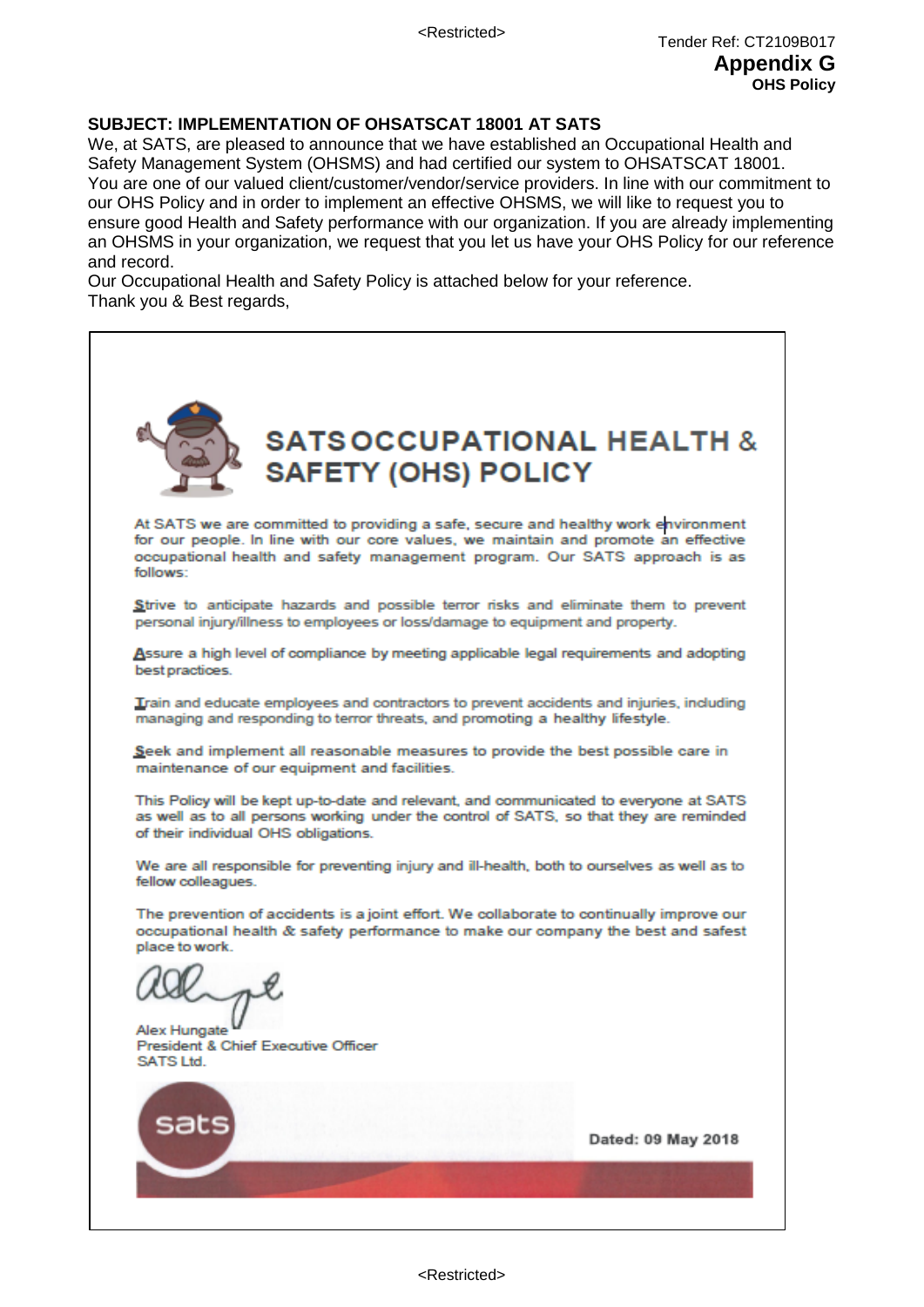**Appendix G**

**OHS Policy**

**SUBJECT: IMPLEMENTATION OF OHSATSCAT 18001 AT SATS**

We, at SATS, are pleased to announce that we have established an Occupational Health and Safety Management System (OHSMS) and had certified our system to OHSATSCAT 18001.
You are one of our valued client/customer/vendor/service providers. In line with our commitment to our OHS Policy and in order to implement an effective OHSMS, we will like to request you to ensure good Health and Safety performance with our organization. If you are already implementing an OHSMS in your organization, we request that you let us have your OHS Policy for our reference and record.
Our Occupational Health and Safety Policy is attached below for your reference.
Thank you & Best regards,

# SATS OCCUPATIONAL HEALTH & SAFETY (OHS) POLICY

At SATS we are committed to providing a safe, secure and healthy work environment for our people. In line with our core values, we maintain and promote an effective occupational health and safety management program. Our SATS approach is as follows:

**S**trive to anticipate hazards and possible terror risks and eliminate them to prevent personal injury/illness to employees or loss/damage to equipment and property.

**A**ssure a high level of compliance by meeting applicable legal requirements and adopting best practices.

**T**rain and educate employees and contractors to prevent accidents and injuries, including managing and responding to terror threats, and promoting a healthy lifestyle.

**S**eek and implement all reasonable measures to provide the best possible care in maintenance of our equipment and facilities.

This Policy will be kept up-to-date and relevant, and communicated to everyone at SATS as well as to all persons working under the control of SATS, so that they are reminded of their individual OHS obligations.

We are all responsible for preventing injury and ill-health, both to ourselves as well as to fellow colleagues.

The prevention of accidents is a joint effort. We collaborate to continually improve our occupational health & safety performance to make our company the best and safest place to work.

Alex Hungate
President & Chief Executive Officer
SATS Ltd.

sats

**Dated: 09 May 2018**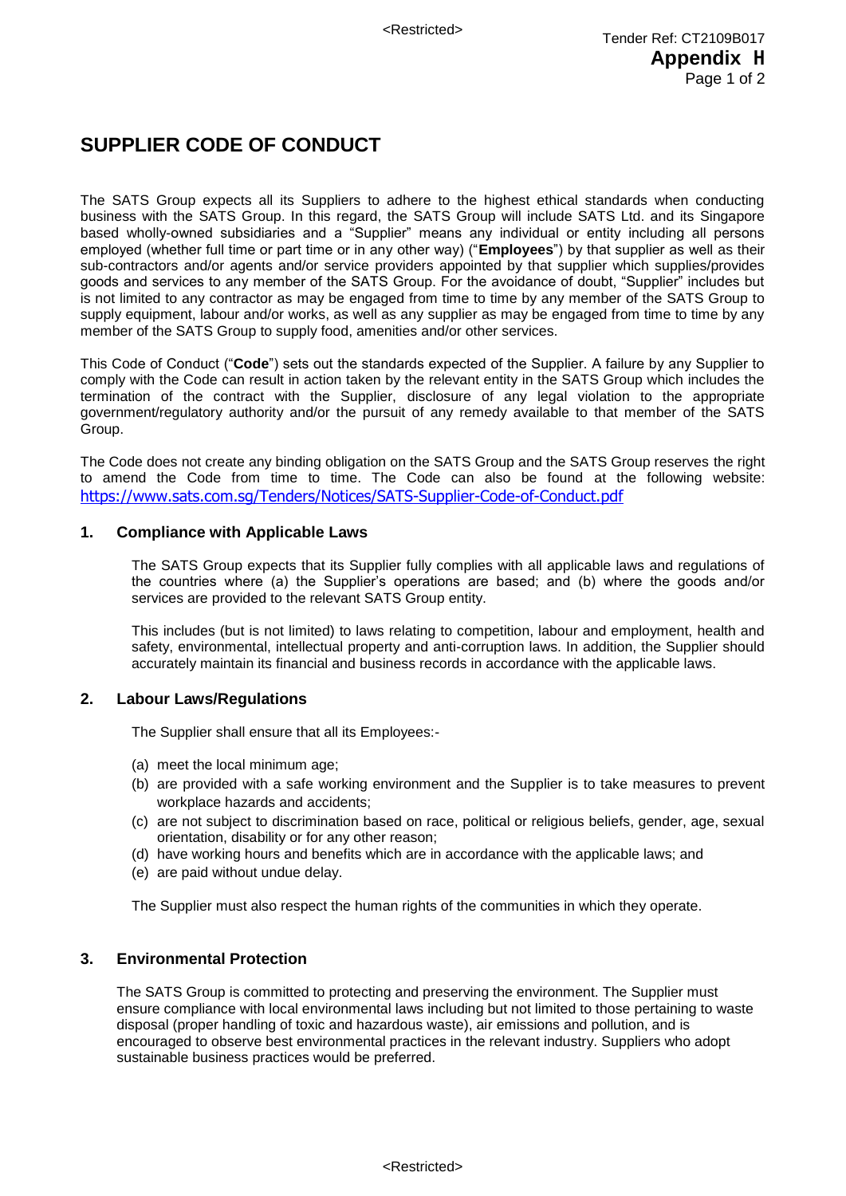Tender Ref: CT2109B017

**Appendix H**

# SUPPLIER CODE OF CONDUCT

The SATS Group expects all its Suppliers to adhere to the highest ethical standards when conducting business with the SATS Group. In this regard, the SATS Group will include SATS Ltd. and its Singapore based wholly-owned subsidiaries and a "Supplier" means any individual or entity including all persons employed (whether full time or part time or in any other way) ("**Employees**") by that supplier as well as their sub-contractors and/or agents and/or service providers appointed by that supplier which supplies/provides goods and services to any member of the SATS Group. For the avoidance of doubt, "Supplier" includes but is not limited to any contractor as may be engaged from time to time by any member of the SATS Group to supply equipment, labour and/or works, as well as any supplier as may be engaged from time to time by any member of the SATS Group to supply food, amenities and/or other services.

This Code of Conduct ("**Code**") sets out the standards expected of the Supplier. A failure by any Supplier to comply with the Code can result in action taken by the relevant entity in the SATS Group which includes the termination of the contract with the Supplier, disclosure of any legal violation to the appropriate government/regulatory authority and/or the pursuit of any remedy available to that member of the SATS Group.

The Code does not create any binding obligation on the SATS Group and the SATS Group reserves the right to amend the Code from time to time. The Code can also be found at the following website: https://www.sats.com.sg/Tenders/Notices/SATS-Supplier-Code-of-Conduct.pdf

## 1. Compliance with Applicable Laws

The SATS Group expects that its Supplier fully complies with all applicable laws and regulations of the countries where (a) the Supplier's operations are based; and (b) where the goods and/or services are provided to the relevant SATS Group entity.

This includes (but is not limited) to laws relating to competition, labour and employment, health and safety, environmental, intellectual property and anti-corruption laws. In addition, the Supplier should accurately maintain its financial and business records in accordance with the applicable laws.

## 2. Labour Laws/Regulations

The Supplier shall ensure that all its Employees:-

(a) meet the local minimum age;
(b) are provided with a safe working environment and the Supplier is to take measures to prevent workplace hazards and accidents;
(c) are not subject to discrimination based on race, political or religious beliefs, gender, age, sexual orientation, disability or for any other reason;
(d) have working hours and benefits which are in accordance with the applicable laws; and
(e) are paid without undue delay.

The Supplier must also respect the human rights of the communities in which they operate.

## 3. Environmental Protection

The SATS Group is committed to protecting and preserving the environment. The Supplier must ensure compliance with local environmental laws including but not limited to those pertaining to waste disposal (proper handling of toxic and hazardous waste), air emissions and pollution, and is encouraged to observe best environmental practices in the relevant industry. Suppliers who adopt sustainable business practices would be preferred.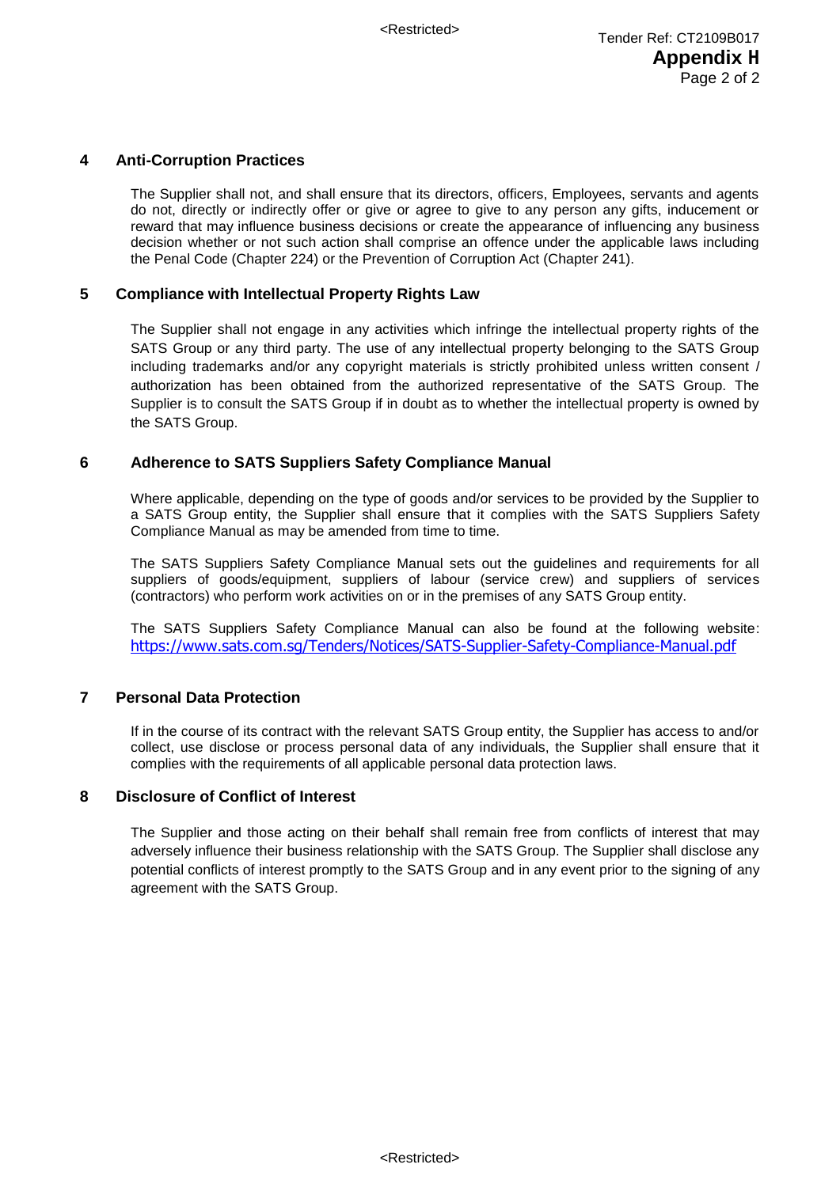## 4 Anti-Corruption Practices

The Supplier shall not, and shall ensure that its directors, officers, Employees, servants and agents do not, directly or indirectly offer or give or agree to give to any person any gifts, inducement or reward that may influence business decisions or create the appearance of influencing any business decision whether or not such action shall comprise an offence under the applicable laws including the Penal Code (Chapter 224) or the Prevention of Corruption Act (Chapter 241).

## 5 Compliance with Intellectual Property Rights Law

The Supplier shall not engage in any activities which infringe the intellectual property rights of the SATS Group or any third party. The use of any intellectual property belonging to the SATS Group including trademarks and/or any copyright materials is strictly prohibited unless written consent / authorization has been obtained from the authorized representative of the SATS Group. The Supplier is to consult the SATS Group if in doubt as to whether the intellectual property is owned by the SATS Group.

## 6 Adherence to SATS Suppliers Safety Compliance Manual

Where applicable, depending on the type of goods and/or services to be provided by the Supplier to a SATS Group entity, the Supplier shall ensure that it complies with the SATS Suppliers Safety Compliance Manual as may be amended from time to time.

The SATS Suppliers Safety Compliance Manual sets out the guidelines and requirements for all suppliers of goods/equipment, suppliers of labour (service crew) and suppliers of services (contractors) who perform work activities on or in the premises of any SATS Group entity.

The SATS Suppliers Safety Compliance Manual can also be found at the following website: https://www.sats.com.sg/Tenders/Notices/SATS-Supplier-Safety-Compliance-Manual.pdf

## 7 Personal Data Protection

If in the course of its contract with the relevant SATS Group entity, the Supplier has access to and/or collect, use disclose or process personal data of any individuals, the Supplier shall ensure that it complies with the requirements of all applicable personal data protection laws.

## 8 Disclosure of Conflict of Interest

The Supplier and those acting on their behalf shall remain free from conflicts of interest that may adversely influence their business relationship with the SATS Group. The Supplier shall disclose any potential conflicts of interest promptly to the SATS Group and in any event prior to the signing of any agreement with the SATS Group.